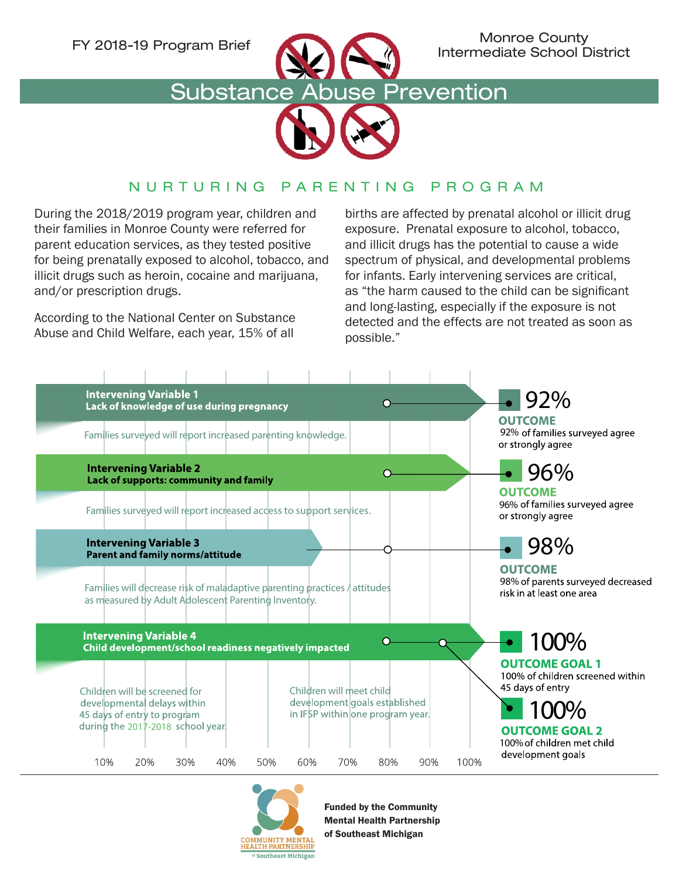FY 2018-19 Program Brief

Monroe County Intermediate School District

# Substance Abuse Prevention

## NURTURING PARENTING PROGRAM

During the 2018/2019 program year, children and their families in Monroe County were referred for parent education services, as they tested positive for being prenatally exposed to alcohol, tobacco, and illicit drugs such as heroin, cocaine and marijuana, and/or prescription drugs.

According to the National Center on Substance Abuse and Child Welfare, each year, 15% of all births are affected by prenatal alcohol or illicit drug exposure. Prenatal exposure to alcohol, tobacco, and illicit drugs has the potential to cause a wide spectrum of physical, and developmental problems for infants. Early intervening services are critical, as "the harm caused to the child can be significant and long-lasting, especially if the exposure is not detected and the effects are not treated as soon as possible."

**Intervening Variable 1**
**Lack of knowledge of use during pregnancy**

Families surveyed will report increased parenting knowledge.

**92%**
**OUTCOME**
92% of families surveyed agree or strongly agree

**Intervening Variable 2**
**Lack of supports: community and family**

Families surveyed will report increased access to support services.

**96%**
**OUTCOME**
96% of families surveyed agree or strongly agree

**Intervening Variable 3**
**Parent and family norms/attitude**

Families will decrease risk of maladaptive parenting practices / attitudes as measured by Adult Adolescent Parenting Inventory.

**98%**
**OUTCOME**
98% of parents surveyed decreased risk in at least one area

**Intervening Variable 4**
**Child development/school readiness negatively impacted**

Children will be screened for developmental delays within 45 days of entry to program during the 2017-2018 school year.

Children will meet child development goals established in IFSP within one program year.

**100%**
**OUTCOME GOAL 1**
100% of children screened within 45 days of entry

**100%**
**OUTCOME GOAL 2**
100% of children met child development goals

10% 20% 30% 40% 50% 60% 70% 80% 90% 100%

COMMUNITY MENTAL HEALTH PARTNERSHIP of Southeast Michigan

**Funded by the Community Mental Health Partnership of Southeast Michigan**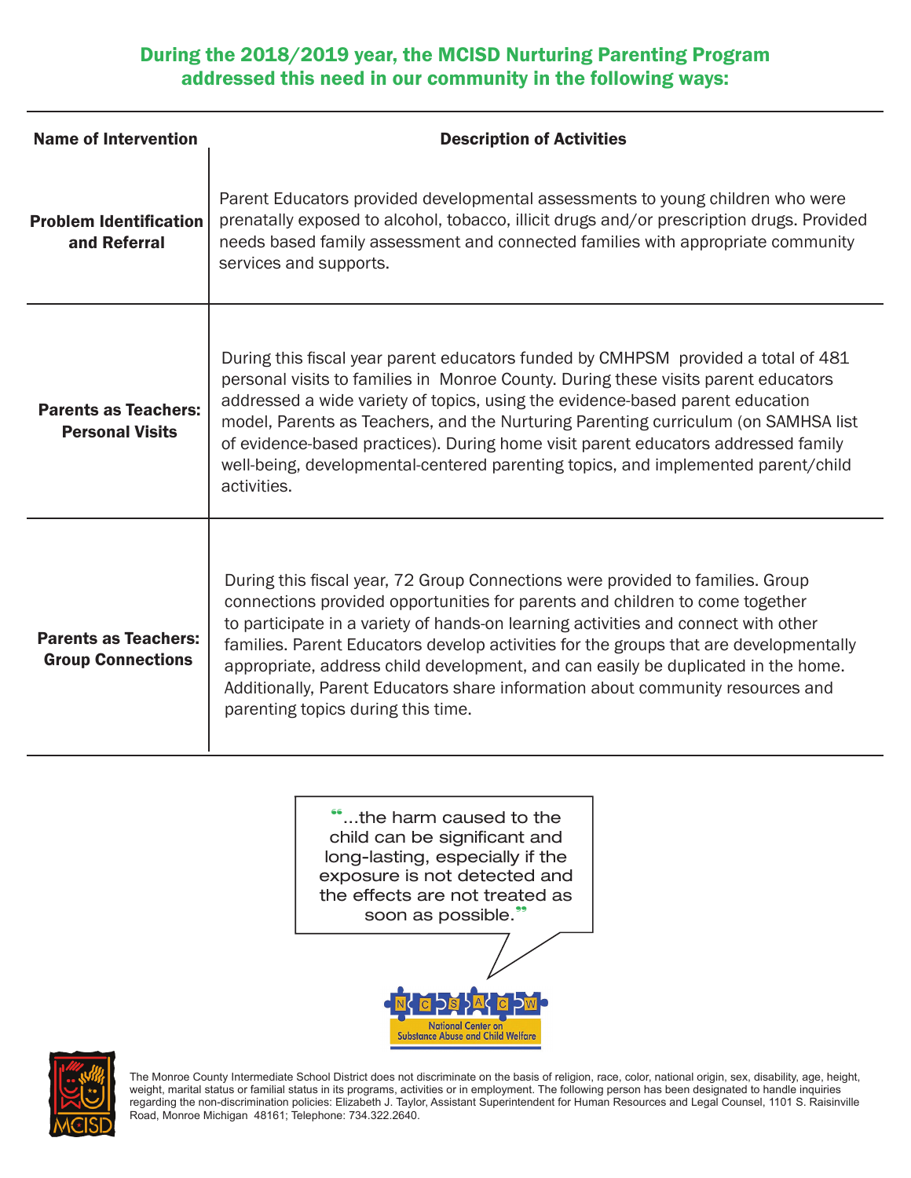## During the 2018/2019 year, the MCISD Nurturing Parenting Program addressed this need in our community in the following ways:

| Name of Intervention | Description of Activities |
|---|---|
| **Problem Identification and Referral** | Parent Educators provided developmental assessments to young children who were prenatally exposed to alcohol, tobacco, illicit drugs and/or prescription drugs. Provided needs based family assessment and connected families with appropriate community services and supports. |
| **Parents as Teachers: Personal Visits** | During this fiscal year parent educators funded by CMHPSM provided a total of 481 personal visits to families in Monroe County. During these visits parent educators addressed a wide variety of topics, using the evidence-based parent education model, Parents as Teachers, and the Nurturing Parenting curriculum (on SAMHSA list of evidence-based practices). During home visit parent educators addressed family well-being, developmental-centered parenting topics, and implemented parent/child activities. |
| **Parents as Teachers: Group Connections** | During this fiscal year, 72 Group Connections were provided to families. Group connections provided opportunities for parents and children to come together to participate in a variety of hands-on learning activities and connect with other families. Parent Educators develop activities for the groups that are developmentally appropriate, address child development, and can easily be duplicated in the home. Additionally, Parent Educators share information about community resources and parenting topics during this time. |

"...the harm caused to the child can be significant and long-lasting, especially if the exposure is not detected and the effects are not treated as soon as possible."

NCSACW
National Center on Substance Abuse and Child Welfare

MCISD

The Monroe County Intermediate School District does not discriminate on the basis of religion, race, color, national origin, sex, disability, age, height, weight, marital status or familial status in its programs, activities or in employment. The following person has been designated to handle inquiries regarding the non-discrimination policies: Elizabeth J. Taylor, Assistant Superintendent for Human Resources and Legal Counsel, 1101 S. Raisinville Road, Monroe Michigan 48161; Telephone: 734.322.2640.